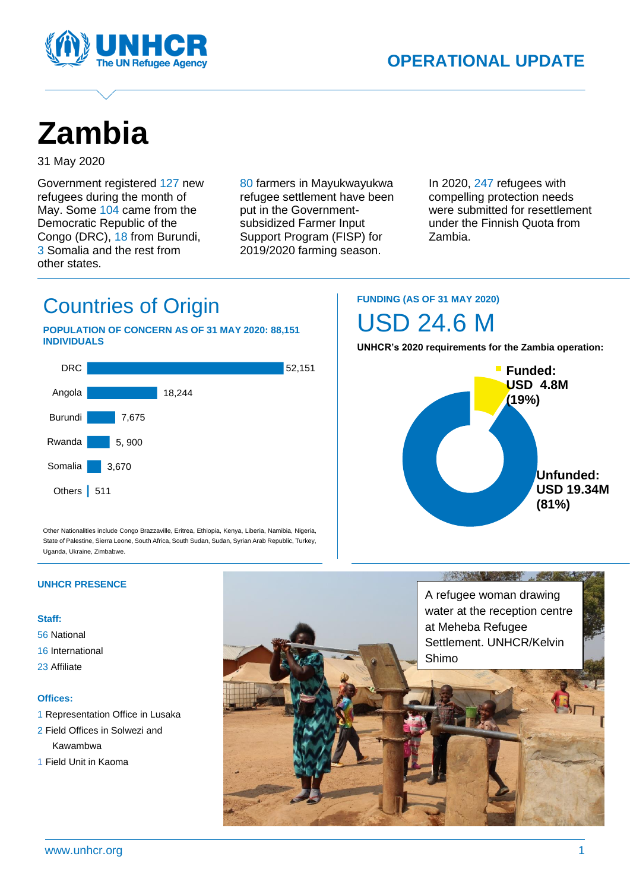OPERATIONAL UPDATE

# Zambia

31 May 2020

Government registered 127 new refugees during the month of May. Some 104 came from the Democratic Republic of the Congo (DRC), 18 from Burundi, 3 Somalia and the rest from other states.

80 farmers in Mayukwayukwa refugee settlement have been put in the Government-subsidized Farmer Input Support Program (FISP) for 2019/2020 farming season.

In 2020, 247 refugees with compelling protection needs were submitted for resettlement under the Finnish Quota from Zambia.

## Countries of Origin

**POPULATION OF CONCERN AS OF 31 MAY 2020: 88,151 INDIVIDUALS**

| Country | Individuals |
|---|---|
| DRC | 52,151 |
| Angola | 18,244 |
| Burundi | 7,675 |
| Rwanda | 5, 900 |
| Somalia | 3,670 |
| Others | 511 |

Other Nationalities include Congo Brazzaville, Eritrea, Ethiopia, Kenya, Liberia, Namibia, Nigeria, State of Palestine, Sierra Leone, South Africa, South Sudan, Sudan, Syrian Arab Republic, Turkey, Uganda, Ukraine, Zimbabwe.

**FUNDING (AS OF 31 MAY 2020)**

## USD 24.6 M

**UNHCR's 2020 requirements for the Zambia operation:**

- **Funded: USD 4.8M (19%)**
- **Unfunded: USD 19.34M (81%)**

**UNHCR PRESENCE**

**Staff:**

56 National
16 International
23 Affiliate

**Offices:**

1 Representation Office in Lusaka
2 Field Offices in Solwezi and Kawambwa
1 Field Unit in Kaoma

A refugee woman drawing water at the reception centre at Meheba Refugee Settlement. UNHCR/Kelvin Shimo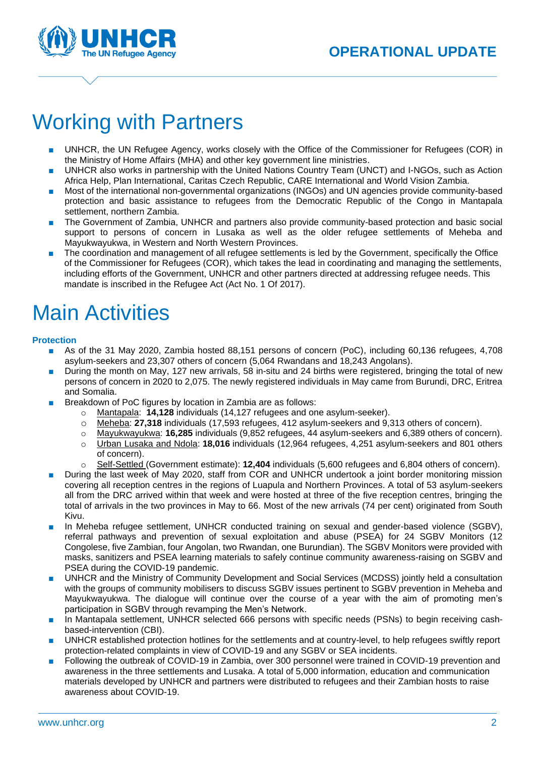# Working with Partners

- UNHCR, the UN Refugee Agency, works closely with the Office of the Commissioner for Refugees (COR) in the Ministry of Home Affairs (MHA) and other key government line ministries.
- UNHCR also works in partnership with the United Nations Country Team (UNCT) and I-NGOs, such as Action Africa Help, Plan International, Caritas Czech Republic, CARE International and World Vision Zambia.
- Most of the international non-governmental organizations (INGOs) and UN agencies provide community-based protection and basic assistance to refugees from the Democratic Republic of the Congo in Mantapala settlement, northern Zambia.
- The Government of Zambia, UNHCR and partners also provide community-based protection and basic social support to persons of concern in Lusaka as well as the older refugee settlements of Meheba and Mayukwayukwa, in Western and North Western Provinces.
- The coordination and management of all refugee settlements is led by the Government, specifically the Office of the Commissioner for Refugees (COR), which takes the lead in coordinating and managing the settlements, including efforts of the Government, UNHCR and other partners directed at addressing refugee needs. This mandate is inscribed in the Refugee Act (Act No. 1 Of 2017).

# Main Activities

### Protection

- As of the 31 May 2020, Zambia hosted 88,151 persons of concern (PoC), including 60,136 refugees, 4,708 asylum-seekers and 23,307 others of concern (5,064 Rwandans and 18,243 Angolans).
- During the month on May, 127 new arrivals, 58 in-situ and 24 births were registered, bringing the total of new persons of concern in 2020 to 2,075. The newly registered individuals in May came from Burundi, DRC, Eritrea and Somalia.
- Breakdown of PoC figures by location in Zambia are as follows:
  - Mantapala: **14,128** individuals (14,127 refugees and one asylum-seeker).
  - Meheba: **27,318** individuals (17,593 refugees, 412 asylum-seekers and 9,313 others of concern).
  - Mayukwayukwa: **16,285** individuals (9,852 refugees, 44 asylum-seekers and 6,389 others of concern).
  - Urban Lusaka and Ndola: **18,016** individuals (12,964 refugees, 4,251 asylum-seekers and 801 others of concern).
  - Self-Settled (Government estimate): **12,404** individuals (5,600 refugees and 6,804 others of concern).
- During the last week of May 2020, staff from COR and UNHCR undertook a joint border monitoring mission covering all reception centres in the regions of Luapula and Northern Provinces. A total of 53 asylum-seekers all from the DRC arrived within that week and were hosted at three of the five reception centres, bringing the total of arrivals in the two provinces in May to 66. Most of the new arrivals (74 per cent) originated from South Kivu.
- In Meheba refugee settlement, UNHCR conducted training on sexual and gender-based violence (SGBV), referral pathways and prevention of sexual exploitation and abuse (PSEA) for 24 SGBV Monitors (12 Congolese, five Zambian, four Angolan, two Rwandan, one Burundian). The SGBV Monitors were provided with masks, sanitizers and PSEA learning materials to safely continue community awareness-raising on SGBV and PSEA during the COVID-19 pandemic.
- UNHCR and the Ministry of Community Development and Social Services (MCDSS) jointly held a consultation with the groups of community mobilisers to discuss SGBV issues pertinent to SGBV prevention in Meheba and Mayukwayukwa. The dialogue will continue over the course of a year with the aim of promoting men's participation in SGBV through revamping the Men's Network.
- In Mantapala settlement, UNHCR selected 666 persons with specific needs (PSNs) to begin receiving cash-based-intervention (CBI).
- UNHCR established protection hotlines for the settlements and at country-level, to help refugees swiftly report protection-related complaints in view of COVID-19 and any SGBV or SEA incidents.
- Following the outbreak of COVID-19 in Zambia, over 300 personnel were trained in COVID-19 prevention and awareness in the three settlements and Lusaka. A total of 5,000 information, education and communication materials developed by UNHCR and partners were distributed to refugees and their Zambian hosts to raise awareness about COVID-19.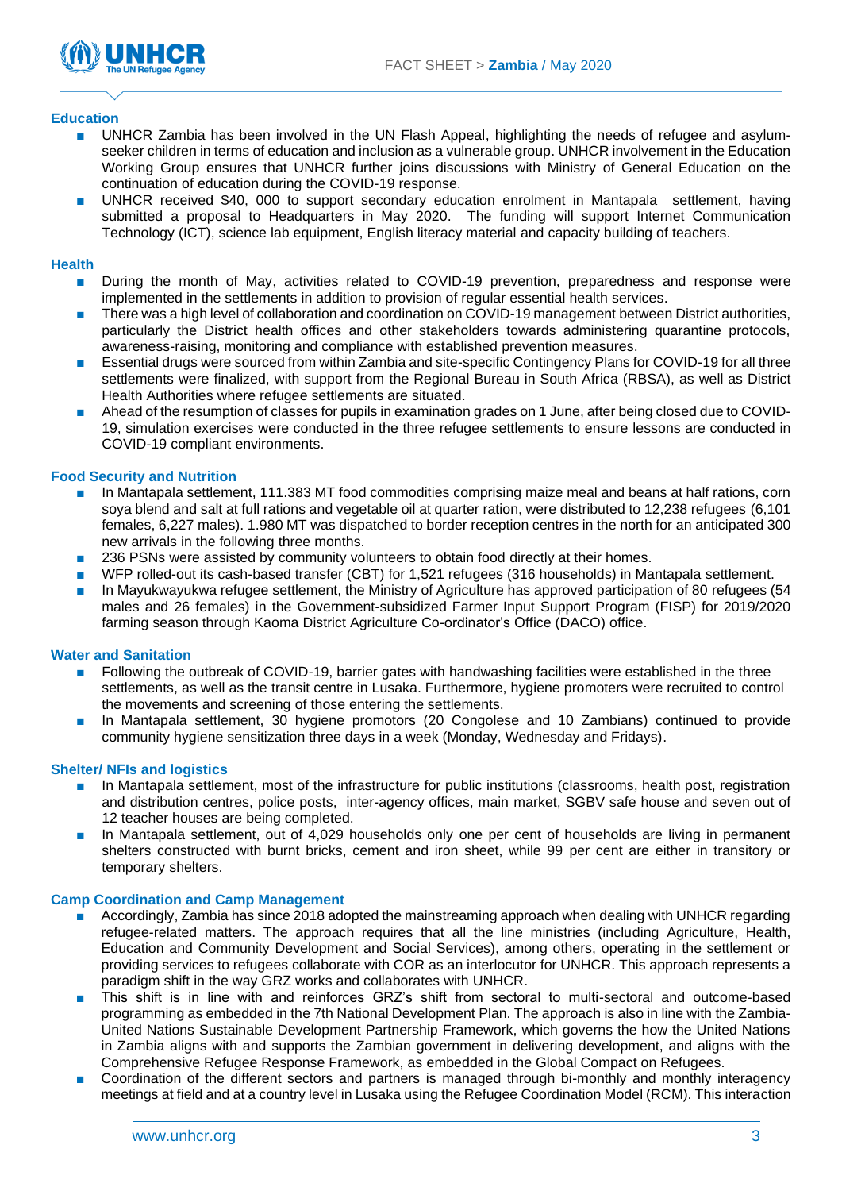### Education

- UNHCR Zambia has been involved in the UN Flash Appeal, highlighting the needs of refugee and asylum-seeker children in terms of education and inclusion as a vulnerable group. UNHCR involvement in the Education Working Group ensures that UNHCR further joins discussions with Ministry of General Education on the continuation of education during the COVID-19 response.
- UNHCR received $40, 000 to support secondary education enrolment in Mantapala settlement, having submitted a proposal to Headquarters in May 2020. The funding will support Internet Communication Technology (ICT), science lab equipment, English literacy material and capacity building of teachers.

### Health

- During the month of May, activities related to COVID-19 prevention, preparedness and response were implemented in the settlements in addition to provision of regular essential health services.
- There was a high level of collaboration and coordination on COVID-19 management between District authorities, particularly the District health offices and other stakeholders towards administering quarantine protocols, awareness-raising, monitoring and compliance with established prevention measures.
- Essential drugs were sourced from within Zambia and site-specific Contingency Plans for COVID-19 for all three settlements were finalized, with support from the Regional Bureau in South Africa (RBSA), as well as District Health Authorities where refugee settlements are situated.
- Ahead of the resumption of classes for pupils in examination grades on 1 June, after being closed due to COVID-19, simulation exercises were conducted in the three refugee settlements to ensure lessons are conducted in COVID-19 compliant environments.

### Food Security and Nutrition

- In Mantapala settlement, 111.383 MT food commodities comprising maize meal and beans at half rations, corn soya blend and salt at full rations and vegetable oil at quarter ration, were distributed to 12,238 refugees (6,101 females, 6,227 males). 1.980 MT was dispatched to border reception centres in the north for an anticipated 300 new arrivals in the following three months.
- 236 PSNs were assisted by community volunteers to obtain food directly at their homes.
- WFP rolled-out its cash-based transfer (CBT) for 1,521 refugees (316 households) in Mantapala settlement.
- In Mayukwayukwa refugee settlement, the Ministry of Agriculture has approved participation of 80 refugees (54 males and 26 females) in the Government-subsidized Farmer Input Support Program (FISP) for 2019/2020 farming season through Kaoma District Agriculture Co-ordinator's Office (DACO) office.

### Water and Sanitation

- Following the outbreak of COVID-19, barrier gates with handwashing facilities were established in the three settlements, as well as the transit centre in Lusaka. Furthermore, hygiene promoters were recruited to control the movements and screening of those entering the settlements.
- In Mantapala settlement, 30 hygiene promotors (20 Congolese and 10 Zambians) continued to provide community hygiene sensitization three days in a week (Monday, Wednesday and Fridays).

### Shelter/ NFIs and logistics

- In Mantapala settlement, most of the infrastructure for public institutions (classrooms, health post, registration and distribution centres, police posts, inter-agency offices, main market, SGBV safe house and seven out of 12 teacher houses are being completed.
- In Mantapala settlement, out of 4,029 households only one per cent of households are living in permanent shelters constructed with burnt bricks, cement and iron sheet, while 99 per cent are either in transitory or temporary shelters.

### Camp Coordination and Camp Management

- Accordingly, Zambia has since 2018 adopted the mainstreaming approach when dealing with UNHCR regarding refugee-related matters. The approach requires that all the line ministries (including Agriculture, Health, Education and Community Development and Social Services), among others, operating in the settlement or providing services to refugees collaborate with COR as an interlocutor for UNHCR. This approach represents a paradigm shift in the way GRZ works and collaborates with UNHCR.
- This shift is in line with and reinforces GRZ's shift from sectoral to multi-sectoral and outcome-based programming as embedded in the 7th National Development Plan. The approach is also in line with the Zambia-United Nations Sustainable Development Partnership Framework, which governs the how the United Nations in Zambia aligns with and supports the Zambian government in delivering development, and aligns with the Comprehensive Refugee Response Framework, as embedded in the Global Compact on Refugees.
- Coordination of the different sectors and partners is managed through bi-monthly and monthly interagency meetings at field and at a country level in Lusaka using the Refugee Coordination Model (RCM). This interaction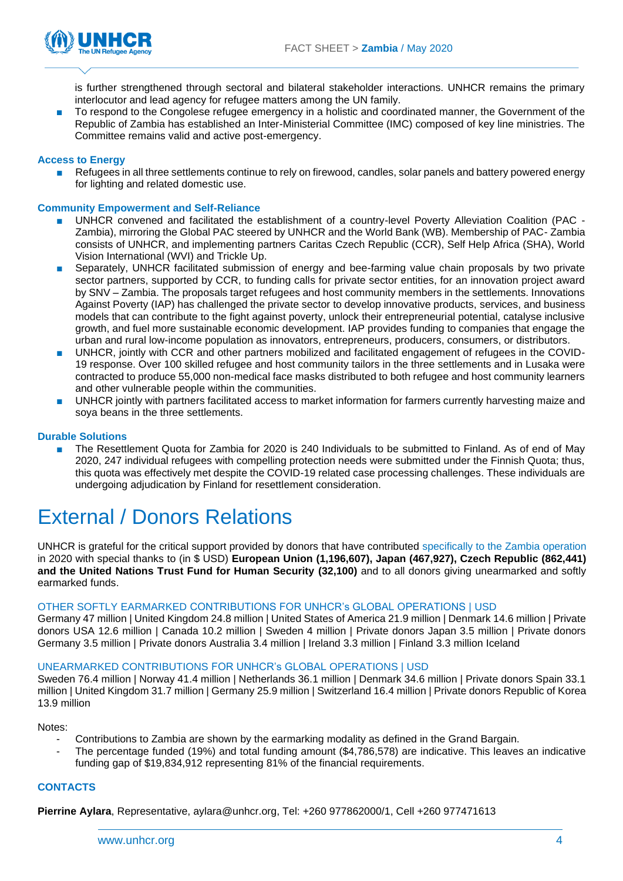is further strengthened through sectoral and bilateral stakeholder interactions. UNHCR remains the primary interlocutor and lead agency for refugee matters among the UN family.

- To respond to the Congolese refugee emergency in a holistic and coordinated manner, the Government of the Republic of Zambia has established an Inter-Ministerial Committee (IMC) composed of key line ministries. The Committee remains valid and active post-emergency.

### Access to Energy

- Refugees in all three settlements continue to rely on firewood, candles, solar panels and battery powered energy for lighting and related domestic use.

### Community Empowerment and Self-Reliance

- UNHCR convened and facilitated the establishment of a country-level Poverty Alleviation Coalition (PAC - Zambia), mirroring the Global PAC steered by UNHCR and the World Bank (WB). Membership of PAC- Zambia consists of UNHCR, and implementing partners Caritas Czech Republic (CCR), Self Help Africa (SHA), World Vision International (WVI) and Trickle Up.
- Separately, UNHCR facilitated submission of energy and bee-farming value chain proposals by two private sector partners, supported by CCR, to funding calls for private sector entities, for an innovation project award by SNV – Zambia. The proposals target refugees and host community members in the settlements. Innovations Against Poverty (IAP) has challenged the private sector to develop innovative products, services, and business models that can contribute to the fight against poverty, unlock their entrepreneurial potential, catalyse inclusive growth, and fuel more sustainable economic development. IAP provides funding to companies that engage the urban and rural low-income population as innovators, entrepreneurs, producers, consumers, or distributors.
- UNHCR, jointly with CCR and other partners mobilized and facilitated engagement of refugees in the COVID-19 response. Over 100 skilled refugee and host community tailors in the three settlements and in Lusaka were contracted to produce 55,000 non-medical face masks distributed to both refugee and host community learners and other vulnerable people within the communities.
- UNHCR jointly with partners facilitated access to market information for farmers currently harvesting maize and soya beans in the three settlements.

### Durable Solutions

- The Resettlement Quota for Zambia for 2020 is 240 Individuals to be submitted to Finland. As of end of May 2020, 247 individual refugees with compelling protection needs were submitted under the Finnish Quota; thus, this quota was effectively met despite the COVID-19 related case processing challenges. These individuals are undergoing adjudication by Finland for resettlement consideration.

# External / Donors Relations

UNHCR is grateful for the critical support provided by donors that have contributed specifically to the Zambia operation in 2020 with special thanks to (in $ USD) **European Union (1,196,607), Japan (467,927), Czech Republic (862,441) and the United Nations Trust Fund for Human Security (32,100)** and to all donors giving unearmarked and softly earmarked funds.

#### OTHER SOFTLY EARMARKED CONTRIBUTIONS FOR UNHCR's GLOBAL OPERATIONS | USD

Germany 47 million | United Kingdom 24.8 million | United States of America 21.9 million | Denmark 14.6 million | Private donors USA 12.6 million | Canada 10.2 million | Sweden 4 million | Private donors Japan 3.5 million | Private donors Germany 3.5 million | Private donors Australia 3.4 million | Ireland 3.3 million | Finland 3.3 million Iceland

#### UNEARMARKED CONTRIBUTIONS FOR UNHCR's GLOBAL OPERATIONS | USD

Sweden 76.4 million | Norway 41.4 million | Netherlands 36.1 million | Denmark 34.6 million | Private donors Spain 33.1 million | United Kingdom 31.7 million | Germany 25.9 million | Switzerland 16.4 million | Private donors Republic of Korea 13.9 million

Notes:

- Contributions to Zambia are shown by the earmarking modality as defined in the Grand Bargain.
- The percentage funded (19%) and total funding amount ($4,786,578) are indicative. This leaves an indicative funding gap of $19,834,912 representing 81% of the financial requirements.

### CONTACTS

**Pierrine Aylara**, Representative, aylara@unhcr.org, Tel: +260 977862000/1, Cell +260 977471613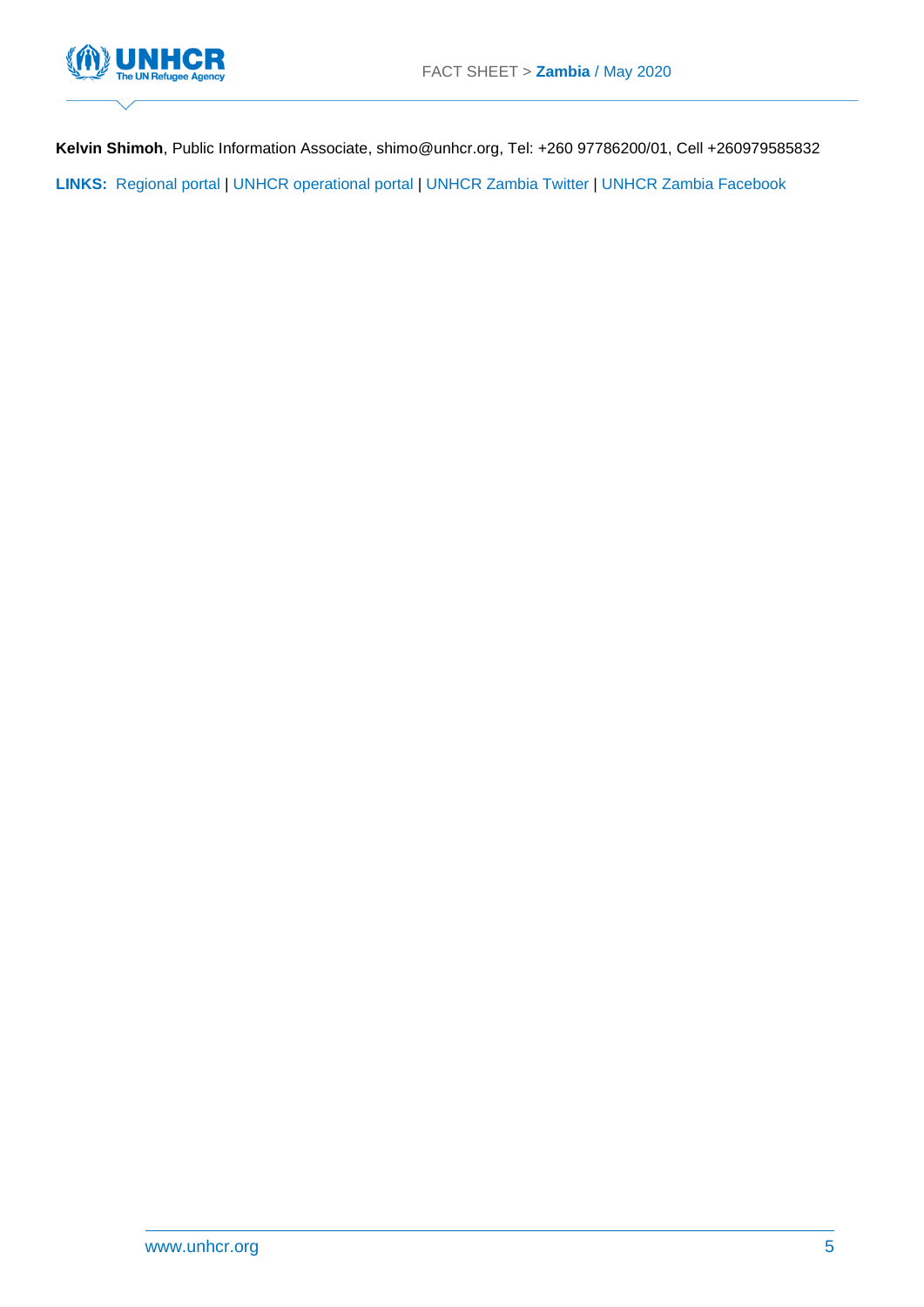**Kelvin Shimoh**, Public Information Associate, shimo@unhcr.org, Tel: +260 97786200/01, Cell +260979585832

**LINKS:** Regional portal | UNHCR operational portal | UNHCR Zambia Twitter | UNHCR Zambia Facebook